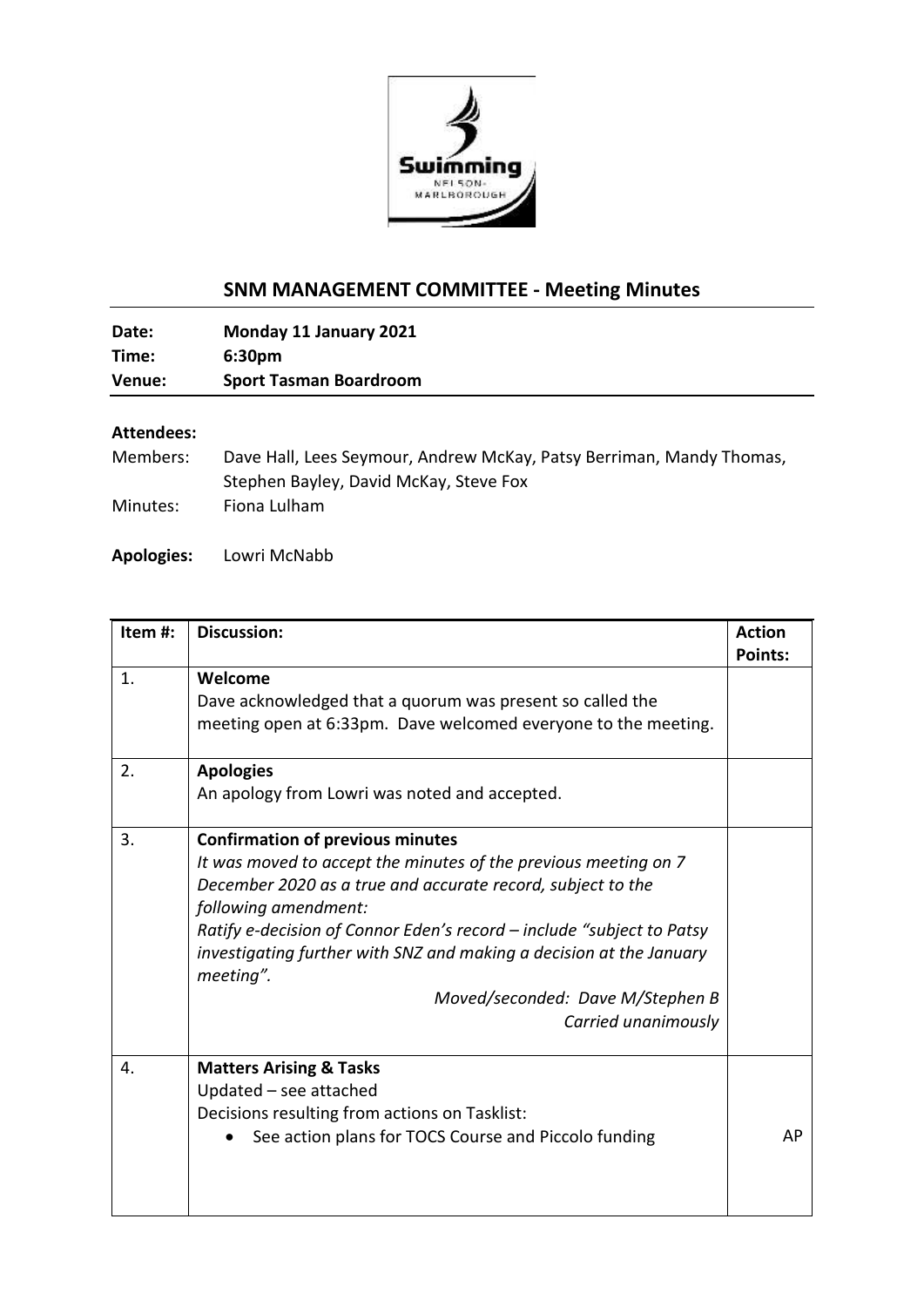## SNM MANAGEMENT COMMITTEE - Meeting Minutes

**Date:** Monday 11 January 2021
**Time:** 6:30pm
**Venue:** Sport Tasman Boardroom

**Attendees:**
Members: Dave Hall, Lees Seymour, Andrew McKay, Patsy Berriman, Mandy Thomas, Stephen Bayley, David McKay, Steve Fox
Minutes: Fiona Lulham

**Apologies:** Lowri McNabb

| Item #: | Discussion: | Action Points: |
|---|---|---|
| 1. | **Welcome**<br>Dave acknowledged that a quorum was present so called the meeting open at 6:33pm. Dave welcomed everyone to the meeting. | |
| 2. | **Apologies**<br>An apology from Lowri was noted and accepted. | |
| 3. | **Confirmation of previous minutes**<br>*It was moved to accept the minutes of the previous meeting on 7 December 2020 as a true and accurate record, subject to the following amendment:*<br>*Ratify e-decision of Connor Eden's record – include "subject to Patsy investigating further with SNZ and making a decision at the January meeting".*<br>*Moved/seconded: Dave M/Stephen B*<br>*Carried unanimously* | |
| 4. | **Matters Arising & Tasks**<br>Updated – see attached<br>Decisions resulting from actions on Tasklist:<br>• See action plans for TOCS Course and Piccolo funding | AP |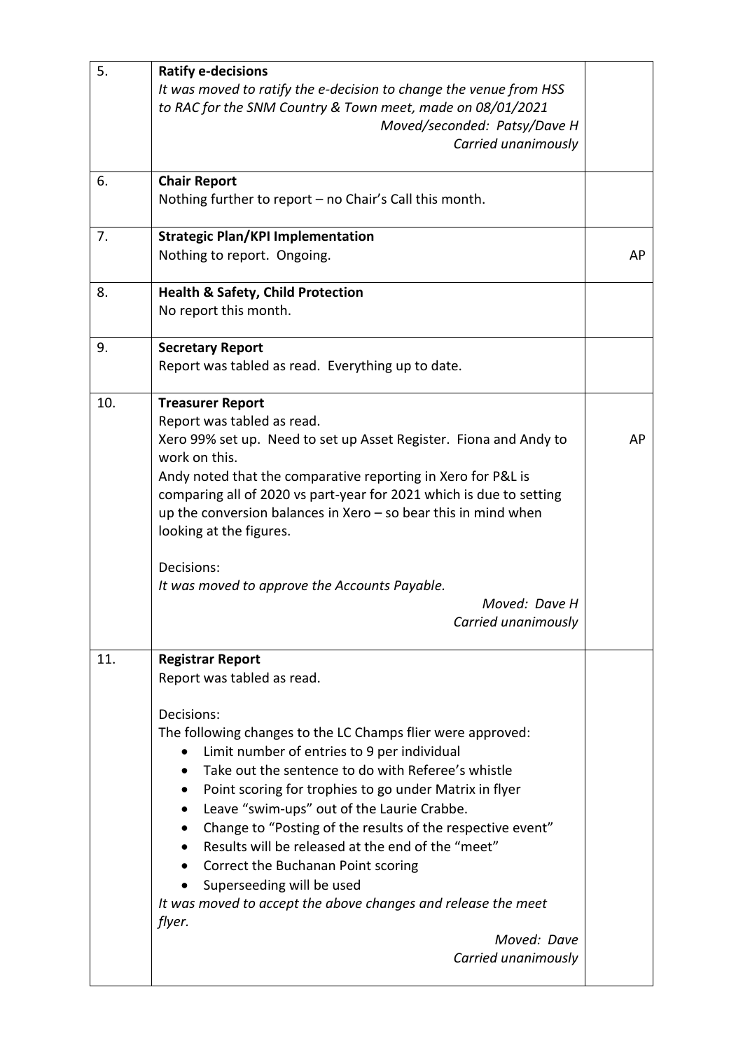| | | |
|---|---|---|
| 5. | **Ratify e-decisions**<br>*It was moved to ratify the e-decision to change the venue from HSS to RAC for the SNM Country & Town meet, made on 08/01/2021*<br>*Moved/seconded: Patsy/Dave H*<br>*Carried unanimously* | |
| 6. | **Chair Report**<br>Nothing further to report – no Chair's Call this month. | |
| 7. | **Strategic Plan/KPI Implementation**<br>Nothing to report. Ongoing. | AP |
| 8. | **Health & Safety, Child Protection**<br>No report this month. | |
| 9. | **Secretary Report**<br>Report was tabled as read. Everything up to date. | |
| 10. | **Treasurer Report**<br>Report was tabled as read.<br>Xero 99% set up. Need to set up Asset Register. Fiona and Andy to work on this.<br>Andy noted that the comparative reporting in Xero for P&L is comparing all of 2020 vs part-year for 2021 which is due to setting up the conversion balances in Xero – so bear this in mind when looking at the figures.<br><br>Decisions:<br>*It was moved to approve the Accounts Payable.*<br>*Moved: Dave H*<br>*Carried unanimously* | AP |
| 11. | **Registrar Report**<br>Report was tabled as read.<br><br>Decisions:<br>The following changes to the LC Champs flier were approved:<br>• Limit number of entries to 9 per individual<br>• Take out the sentence to do with Referee's whistle<br>• Point scoring for trophies to go under Matrix in flyer<br>• Leave "swim-ups" out of the Laurie Crabbe.<br>• Change to "Posting of the results of the respective event"<br>• Results will be released at the end of the "meet"<br>• Correct the Buchanan Point scoring<br>• Superseeding will be used<br>*It was moved to accept the above changes and release the meet flyer.*<br>*Moved: Dave*<br>*Carried unanimously* | |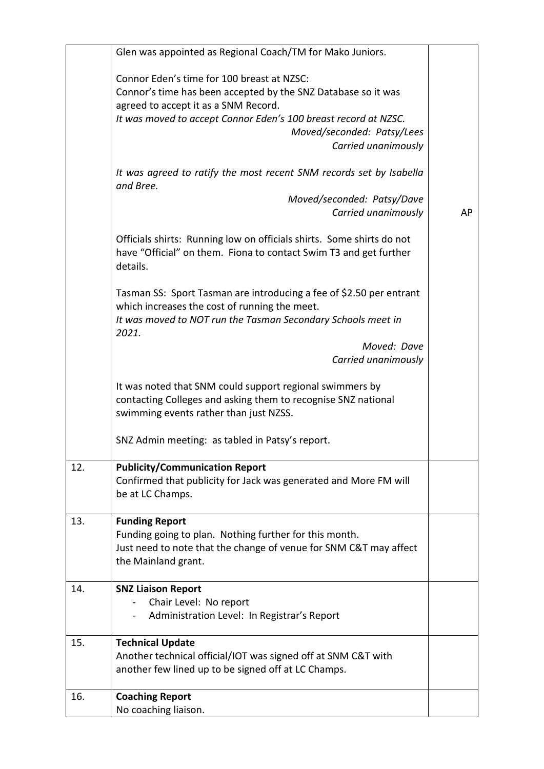| | | |
|---|---|---|
| | Glen was appointed as Regional Coach/TM for Mako Juniors.<br><br>Connor Eden's time for 100 breast at NZSC:<br>Connor's time has been accepted by the SNZ Database so it was agreed to accept it as a SNM Record.<br>*It was moved to accept Connor Eden's 100 breast record at NZSC.*<br>*Moved/seconded: Patsy/Lees*<br>*Carried unanimously*<br><br>*It was agreed to ratify the most recent SNM records set by Isabella and Bree.*<br>*Moved/seconded: Patsy/Dave*<br>*Carried unanimously*<br><br>Officials shirts: Running low on officials shirts. Some shirts do not have "Official" on them. Fiona to contact Swim T3 and get further details.<br><br>Tasman SS: Sport Tasman are introducing a fee of $2.50 per entrant which increases the cost of running the meet.<br>*It was moved to NOT run the Tasman Secondary Schools meet in 2021.*<br>*Moved: Dave*<br>*Carried unanimously*<br><br>It was noted that SNM could support regional swimmers by contacting Colleges and asking them to recognise SNZ national swimming events rather than just NZSS.<br><br>SNZ Admin meeting: as tabled in Patsy's report. | AP |
| 12. | **Publicity/Communication Report**<br>Confirmed that publicity for Jack was generated and More FM will be at LC Champs. | |
| 13. | **Funding Report**<br>Funding going to plan. Nothing further for this month.<br>Just need to note that the change of venue for SNM C&T may affect the Mainland grant. | |
| 14. | **SNZ Liaison Report**<br>- Chair Level: No report<br>- Administration Level: In Registrar's Report | |
| 15. | **Technical Update**<br>Another technical official/IOT was signed off at SNM C&T with another few lined up to be signed off at LC Champs. | |
| 16. | **Coaching Report**<br>No coaching liaison. | |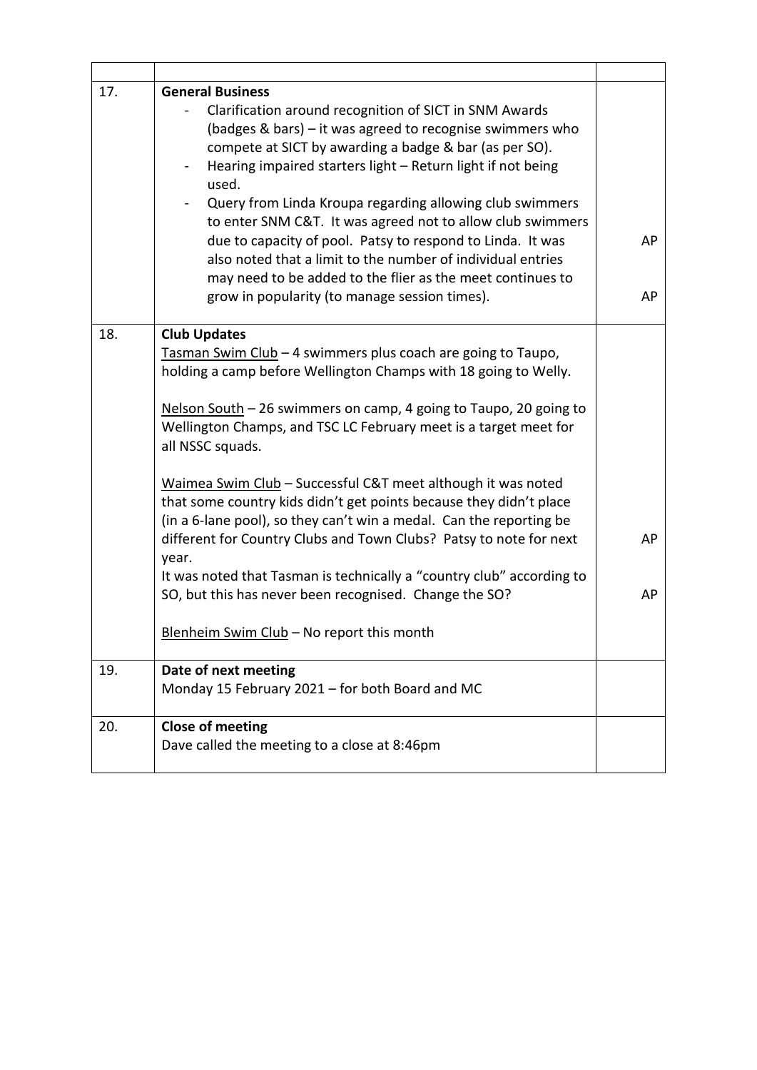| | | |
|---|---|---|
| 17. | **General Business**<br>- Clarification around recognition of SICT in SNM Awards (badges & bars) – it was agreed to recognise swimmers who compete at SICT by awarding a badge & bar (as per SO).<br>- Hearing impaired starters light – Return light if not being used.<br>- Query from Linda Kroupa regarding allowing club swimmers to enter SNM C&T. It was agreed not to allow club swimmers due to capacity of pool. Patsy to respond to Linda. It was also noted that a limit to the number of individual entries may need to be added to the flier as the meet continues to grow in popularity (to manage session times). | AP<br><br>AP |
| 18. | **Club Updates**<br>Tasman Swim Club – 4 swimmers plus coach are going to Taupo, holding a camp before Wellington Champs with 18 going to Welly.<br><br>Nelson South – 26 swimmers on camp, 4 going to Taupo, 20 going to Wellington Champs, and TSC LC February meet is a target meet for all NSSC squads.<br><br>Waimea Swim Club – Successful C&T meet although it was noted that some country kids didn't get points because they didn't place (in a 6-lane pool), so they can't win a medal. Can the reporting be different for Country Clubs and Town Clubs? Patsy to note for next year.<br>It was noted that Tasman is technically a "country club" according to SO, but this has never been recognised. Change the SO?<br><br>Blenheim Swim Club – No report this month | AP<br><br>AP |
| 19. | **Date of next meeting**<br>Monday 15 February 2021 – for both Board and MC | |
| 20. | **Close of meeting**<br>Dave called the meeting to a close at 8:46pm | |